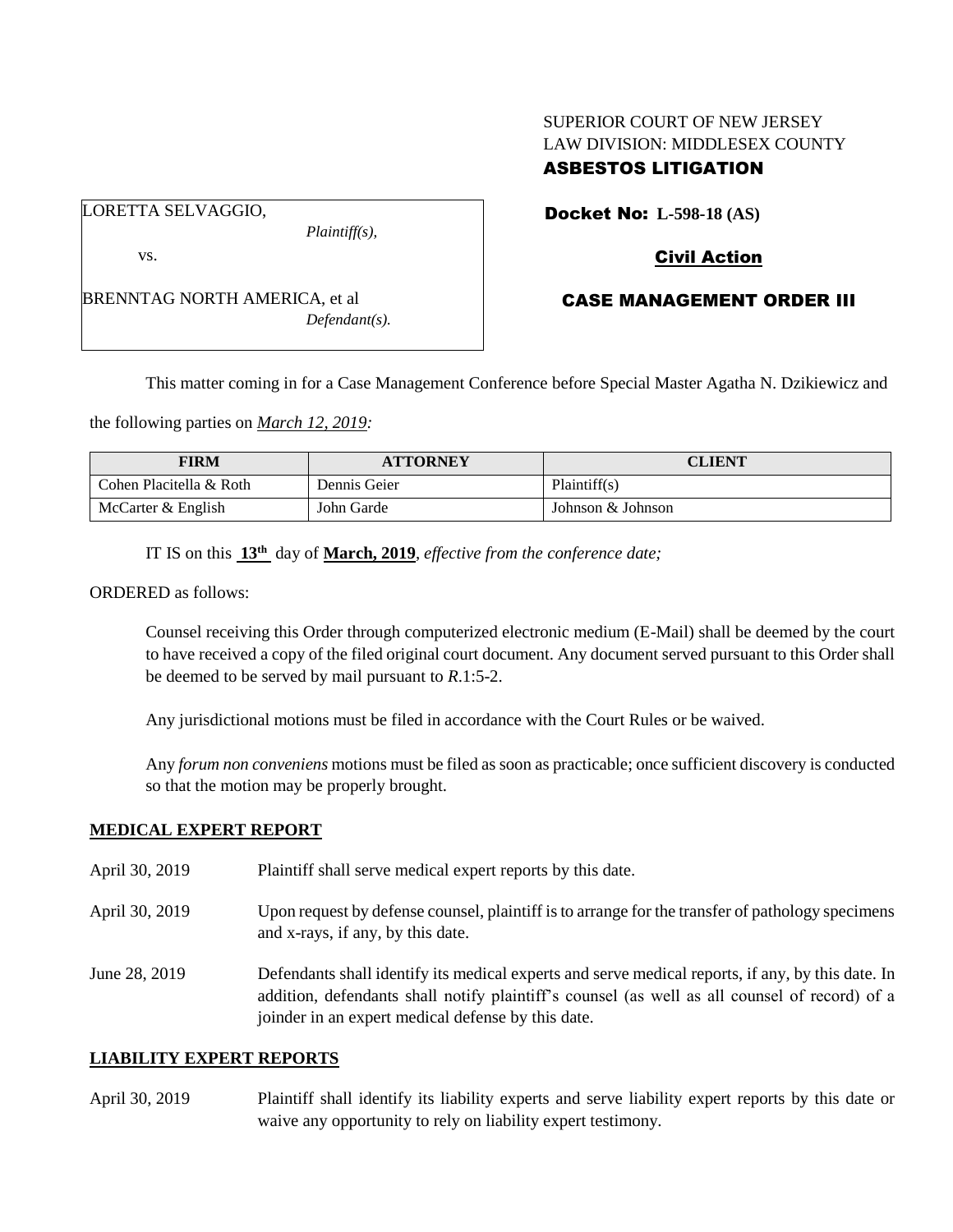SUPERIOR COURT OF NEW JERSEY
LAW DIVISION: MIDDLESEX COUNTY
**ASBESTOS LITIGATION**

LORETTA SELVAGGIO,
*Plaintiff(s),*

vs.

BRENNTAG NORTH AMERICA, et al
*Defendant(s).*

**Docket No: L-598-18 (AS)**

**Civil Action**

**CASE MANAGEMENT ORDER III**

This matter coming in for a Case Management Conference before Special Master Agatha N. Dzikiewicz and the following parties on *March 12, 2019:*

| FIRM | ATTORNEY | CLIENT |
|---|---|---|
| Cohen Placitella & Roth | Dennis Geier | Plaintiff(s) |
| McCarter & English | John Garde | Johnson & Johnson |

IT IS on this **13th** day of **March, 2019**, *effective from the conference date;*

ORDERED as follows:

Counsel receiving this Order through computerized electronic medium (E-Mail) shall be deemed by the court to have received a copy of the filed original court document. Any document served pursuant to this Order shall be deemed to be served by mail pursuant to *R*.1:5-2.

Any jurisdictional motions must be filed in accordance with the Court Rules or be waived.

Any *forum non conveniens* motions must be filed as soon as practicable; once sufficient discovery is conducted so that the motion may be properly brought.

## MEDICAL EXPERT REPORT

April 30, 2019 Plaintiff shall serve medical expert reports by this date.

April 30, 2019 Upon request by defense counsel, plaintiff is to arrange for the transfer of pathology specimens and x-rays, if any, by this date.

June 28, 2019 Defendants shall identify its medical experts and serve medical reports, if any, by this date. In addition, defendants shall notify plaintiff's counsel (as well as all counsel of record) of a joinder in an expert medical defense by this date.

## LIABILITY EXPERT REPORTS

April 30, 2019 Plaintiff shall identify its liability experts and serve liability expert reports by this date or waive any opportunity to rely on liability expert testimony.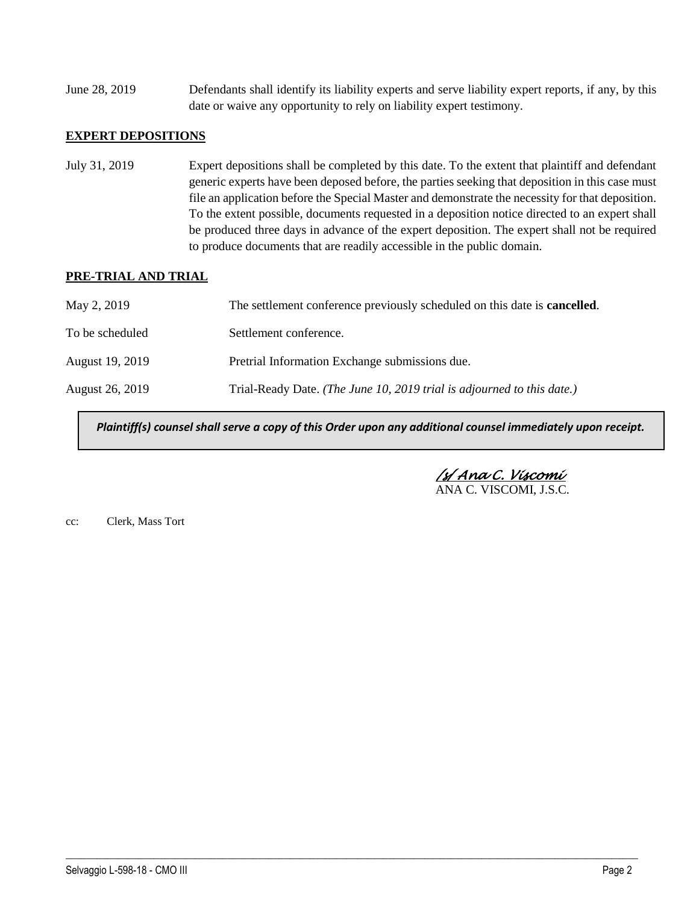| | |
|---|---|
| June 28, 2019 | Defendants shall identify its liability experts and serve liability expert reports, if any, by this date or waive any opportunity to rely on liability expert testimony. |

## EXPERT DEPOSITIONS

| | |
|---|---|
| July 31, 2019 | Expert depositions shall be completed by this date. To the extent that plaintiff and defendant generic experts have been deposed before, the parties seeking that deposition in this case must file an application before the Special Master and demonstrate the necessity for that deposition. To the extent possible, documents requested in a deposition notice directed to an expert shall be produced three days in advance of the expert deposition. The expert shall not be required to produce documents that are readily accessible in the public domain. |

## PRE-TRIAL AND TRIAL

| | |
|---|---|
| May 2, 2019 | The settlement conference previously scheduled on this date is **cancelled**. |
| To be scheduled | Settlement conference. |
| August 19, 2019 | Pretrial Information Exchange submissions due. |
| August 26, 2019 | Trial-Ready Date. *(The June 10, 2019 trial is adjourned to this date.)* |

***Plaintiff(s) counsel shall serve a copy of this Order upon any additional counsel immediately upon receipt.***

/s/ Ana C. Viscomi
ANA C. VISCOMI, J.S.C.

cc: Clerk, Mass Tort